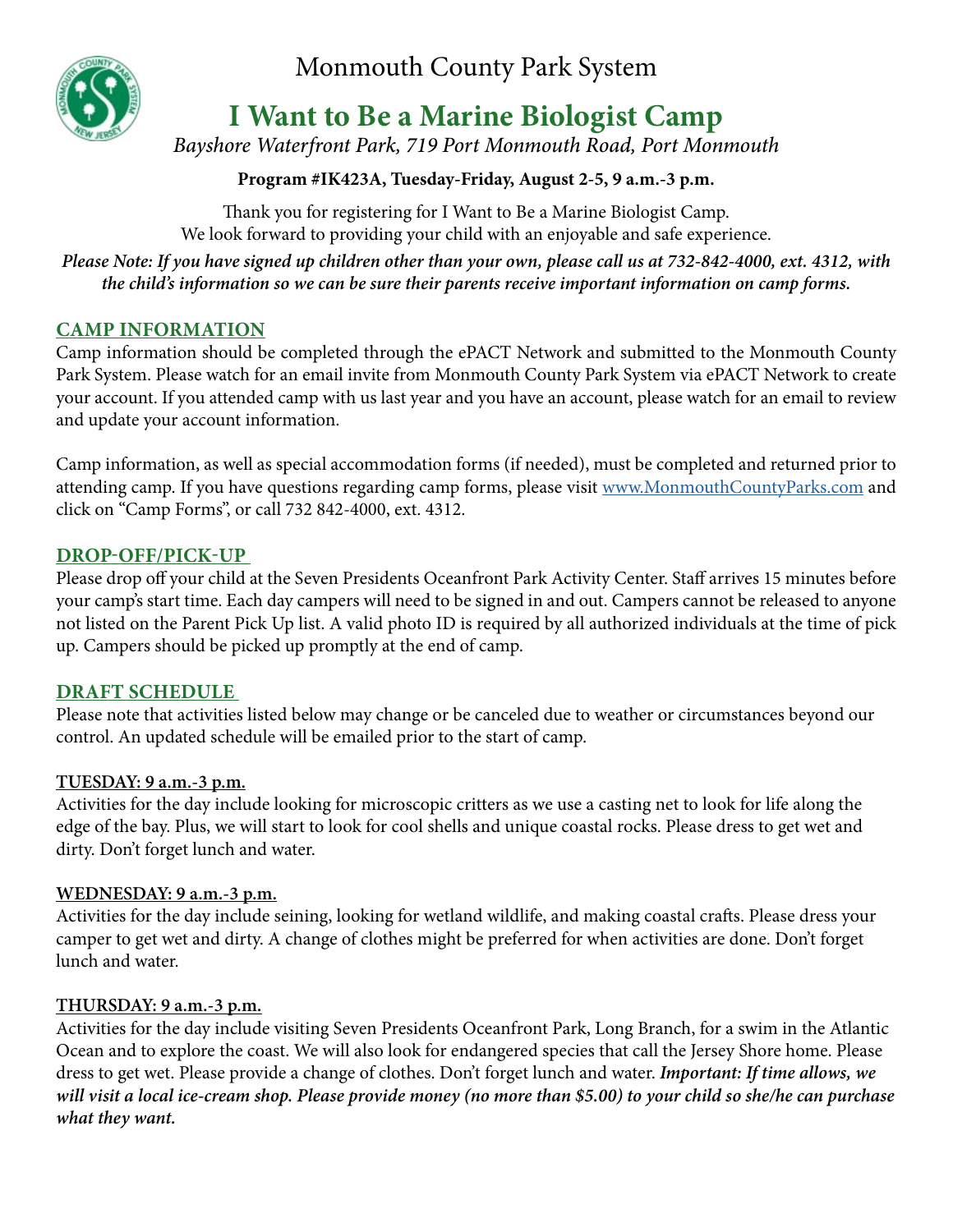# Monmouth County Park System

## I Want to Be a Marine Biologist Camp

*Bayshore Waterfront Park, 719 Port Monmouth Road, Port Monmouth*

**Program #IK423A, Tuesday-Friday, August 2-5, 9 a.m.-3 p.m.**

Thank you for registering for I Want to Be a Marine Biologist Camp.
We look forward to providing your child with an enjoyable and safe experience.

***Please Note: If you have signed up children other than your own, please call us at 732-842-4000, ext. 4312, with the child's information so we can be sure their parents receive important information on camp forms.***

### CAMP INFORMATION

Camp information should be completed through the ePACT Network and submitted to the Monmouth County Park System. Please watch for an email invite from Monmouth County Park System via ePACT Network to create your account. If you attended camp with us last year and you have an account, please watch for an email to review and update your account information.

Camp information, as well as special accommodation forms (if needed), must be completed and returned prior to attending camp. If you have questions regarding camp forms, please visit www.MonmouthCountyParks.com and click on "Camp Forms", or call 732 842-4000, ext. 4312.

### DROP-OFF/PICK-UP

Please drop off your child at the Seven Presidents Oceanfront Park Activity Center. Staff arrives 15 minutes before your camp's start time. Each day campers will need to be signed in and out. Campers cannot be released to anyone not listed on the Parent Pick Up list. A valid photo ID is required by all authorized individuals at the time of pick up. Campers should be picked up promptly at the end of camp.

### DRAFT SCHEDULE

Please note that activities listed below may change or be canceled due to weather or circumstances beyond our control. An updated schedule will be emailed prior to the start of camp.

**TUESDAY: 9 a.m.-3 p.m.**

Activities for the day include looking for microscopic critters as we use a casting net to look for life along the edge of the bay. Plus, we will start to look for cool shells and unique coastal rocks. Please dress to get wet and dirty. Don't forget lunch and water.

**WEDNESDAY: 9 a.m.-3 p.m.**

Activities for the day include seining, looking for wetland wildlife, and making coastal crafts. Please dress your camper to get wet and dirty. A change of clothes might be preferred for when activities are done. Don't forget lunch and water.

**THURSDAY: 9 a.m.-3 p.m.**

Activities for the day include visiting Seven Presidents Oceanfront Park, Long Branch, for a swim in the Atlantic Ocean and to explore the coast. We will also look for endangered species that call the Jersey Shore home. Please dress to get wet. Please provide a change of clothes. Don't forget lunch and water. ***Important: If time allows, we will visit a local ice-cream shop. Please provide money (no more than $5.00) to your child so she/he can purchase what they want.***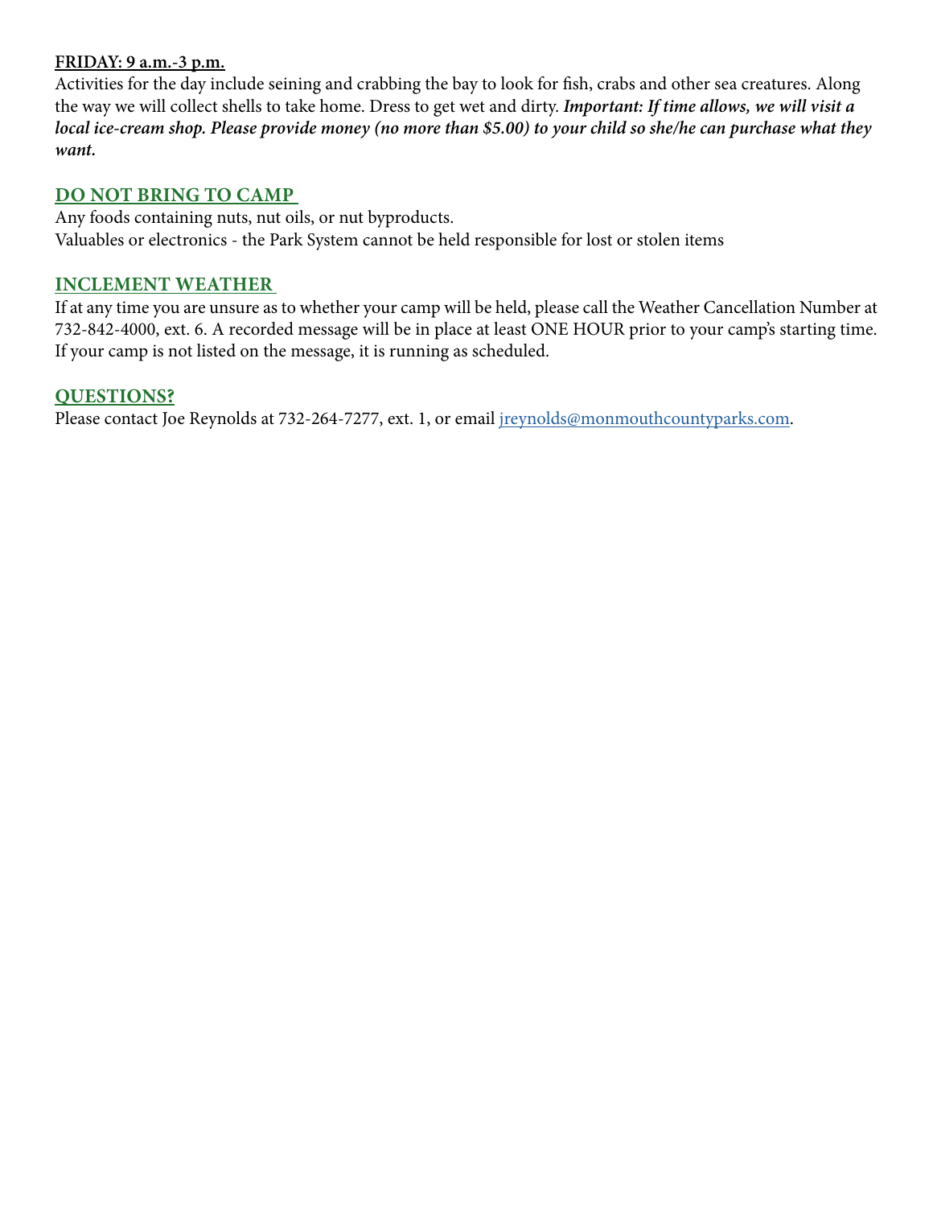**FRIDAY: 9 a.m.-3 p.m.**

Activities for the day include seining and crabbing the bay to look for fish, crabs and other sea creatures. Along the way we will collect shells to take home. Dress to get wet and dirty. ***Important: If time allows, we will visit a local ice-cream shop. Please provide money (no more than $5.00) to your child so she/he can purchase what they want.***

## DO NOT BRING TO CAMP

Any foods containing nuts, nut oils, or nut byproducts.
Valuables or electronics - the Park System cannot be held responsible for lost or stolen items

## INCLEMENT WEATHER

If at any time you are unsure as to whether your camp will be held, please call the Weather Cancellation Number at 732-842-4000, ext. 6. A recorded message will be in place at least ONE HOUR prior to your camp's starting time. If your camp is not listed on the message, it is running as scheduled.

## QUESTIONS?

Please contact Joe Reynolds at 732-264-7277, ext. 1, or email [jreynolds@monmouthcountyparks.com](mailto:jreynolds@monmouthcountyparks.com).